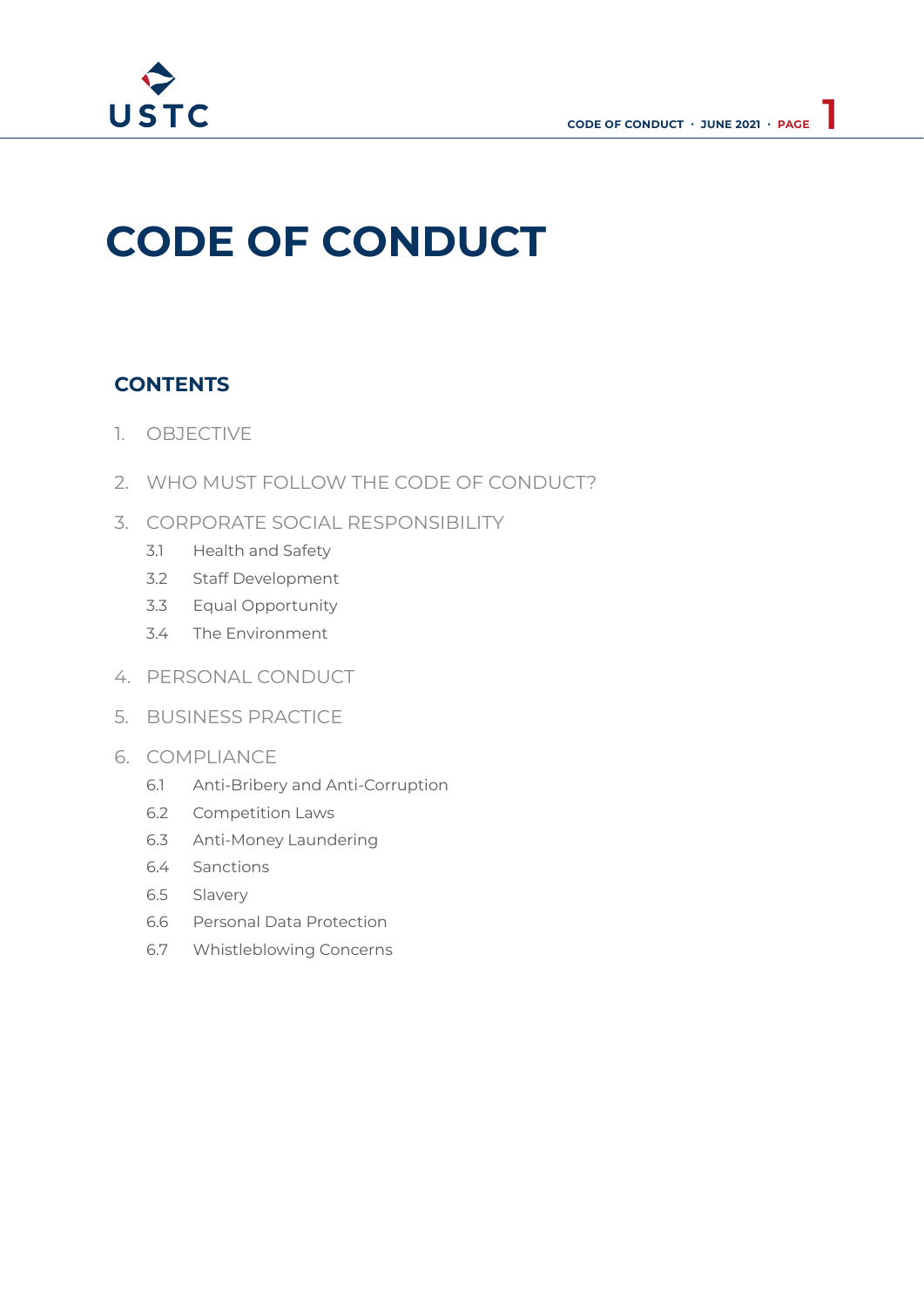# CODE OF CONDUCT

## CONTENTS

1. OBJECTIVE
2. WHO MUST FOLLOW THE CODE OF CONDUCT?
3. CORPORATE SOCIAL RESPONSIBILITY
   - 3.1 Health and Safety
   - 3.2 Staff Development
   - 3.3 Equal Opportunity
   - 3.4 The Environment
4. PERSONAL CONDUCT
5. BUSINESS PRACTICE
6. COMPLIANCE
   - 6.1 Anti-Bribery and Anti-Corruption
   - 6.2 Competition Laws
   - 6.3 Anti-Money Laundering
   - 6.4 Sanctions
   - 6.5 Slavery
   - 6.6 Personal Data Protection
   - 6.7 Whistleblowing Concerns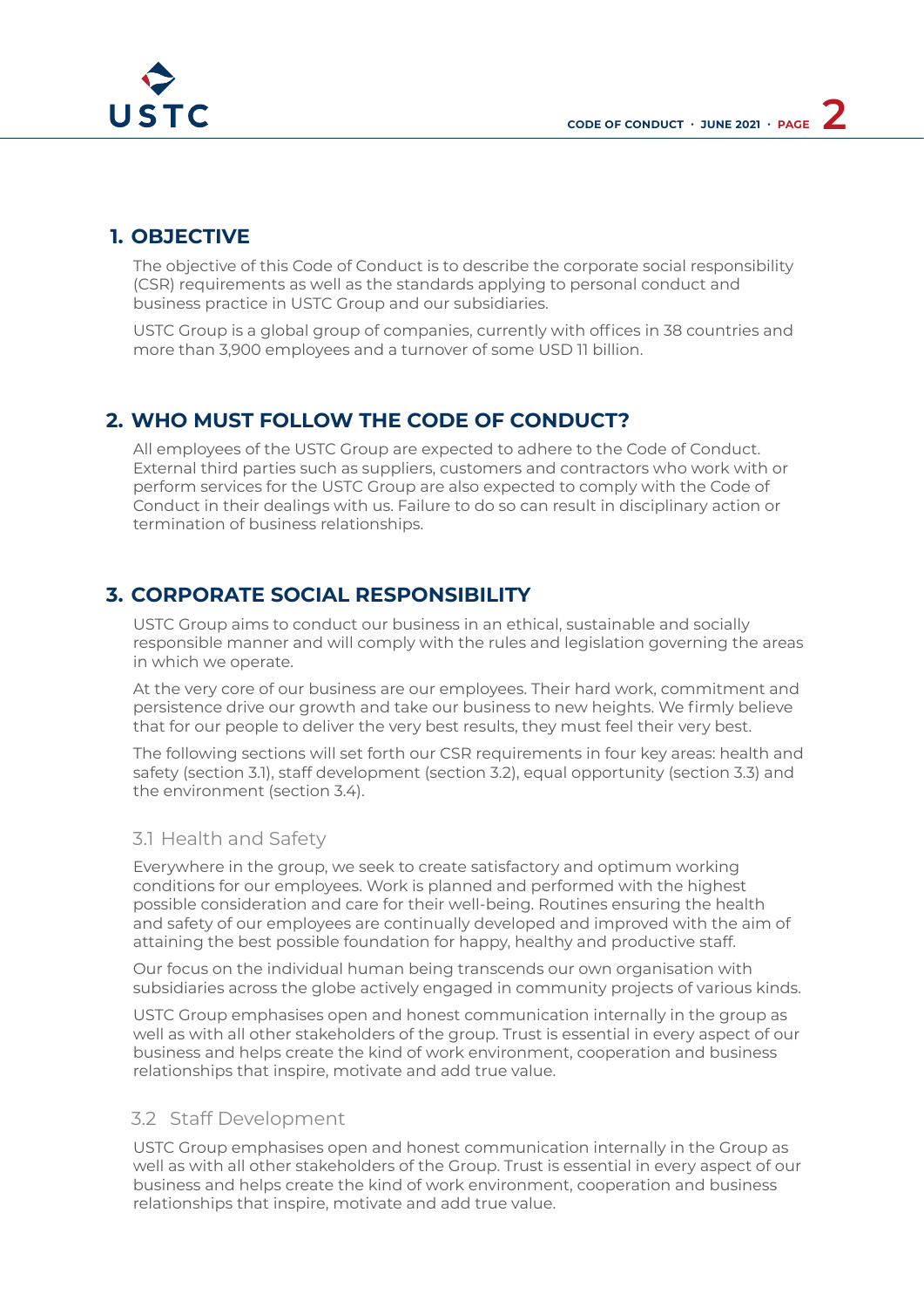## 1. OBJECTIVE

The objective of this Code of Conduct is to describe the corporate social responsibility (CSR) requirements as well as the standards applying to personal conduct and business practice in USTC Group and our subsidiaries.

USTC Group is a global group of companies, currently with offices in 38 countries and more than 3,900 employees and a turnover of some USD 11 billion.

## 2. WHO MUST FOLLOW THE CODE OF CONDUCT?

All employees of the USTC Group are expected to adhere to the Code of Conduct. External third parties such as suppliers, customers and contractors who work with or perform services for the USTC Group are also expected to comply with the Code of Conduct in their dealings with us. Failure to do so can result in disciplinary action or termination of business relationships.

## 3. CORPORATE SOCIAL RESPONSIBILITY

USTC Group aims to conduct our business in an ethical, sustainable and socially responsible manner and will comply with the rules and legislation governing the areas in which we operate.

At the very core of our business are our employees. Their hard work, commitment and persistence drive our growth and take our business to new heights. We firmly believe that for our people to deliver the very best results, they must feel their very best.

The following sections will set forth our CSR requirements in four key areas: health and safety (section 3.1), staff development (section 3.2), equal opportunity (section 3.3) and the environment (section 3.4).

### 3.1 Health and Safety

Everywhere in the group, we seek to create satisfactory and optimum working conditions for our employees. Work is planned and performed with the highest possible consideration and care for their well-being. Routines ensuring the health and safety of our employees are continually developed and improved with the aim of attaining the best possible foundation for happy, healthy and productive staff.

Our focus on the individual human being transcends our own organisation with subsidiaries across the globe actively engaged in community projects of various kinds.

USTC Group emphasises open and honest communication internally in the group as well as with all other stakeholders of the group. Trust is essential in every aspect of our business and helps create the kind of work environment, cooperation and business relationships that inspire, motivate and add true value.

### 3.2 Staff Development

USTC Group emphasises open and honest communication internally in the Group as well as with all other stakeholders of the Group. Trust is essential in every aspect of our business and helps create the kind of work environment, cooperation and business relationships that inspire, motivate and add true value.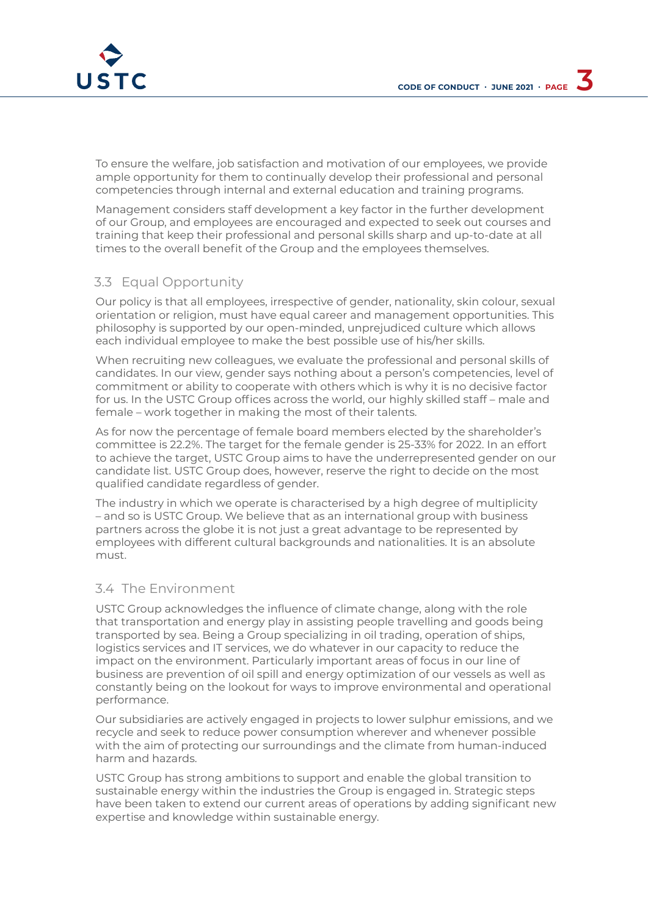To ensure the welfare, job satisfaction and motivation of our employees, we provide ample opportunity for them to continually develop their professional and personal competencies through internal and external education and training programs.

Management considers staff development a key factor in the further development of our Group, and employees are encouraged and expected to seek out courses and training that keep their professional and personal skills sharp and up-to-date at all times to the overall benefit of the Group and the employees themselves.

## 3.3 Equal Opportunity

Our policy is that all employees, irrespective of gender, nationality, skin colour, sexual orientation or religion, must have equal career and management opportunities. This philosophy is supported by our open-minded, unprejudiced culture which allows each individual employee to make the best possible use of his/her skills.

When recruiting new colleagues, we evaluate the professional and personal skills of candidates. In our view, gender says nothing about a person's competencies, level of commitment or ability to cooperate with others which is why it is no decisive factor for us. In the USTC Group offices across the world, our highly skilled staff – male and female – work together in making the most of their talents.

As for now the percentage of female board members elected by the shareholder's committee is 22.2%. The target for the female gender is 25-33% for 2022. In an effort to achieve the target, USTC Group aims to have the underrepresented gender on our candidate list. USTC Group does, however, reserve the right to decide on the most qualified candidate regardless of gender.

The industry in which we operate is characterised by a high degree of multiplicity – and so is USTC Group. We believe that as an international group with business partners across the globe it is not just a great advantage to be represented by employees with different cultural backgrounds and nationalities. It is an absolute must.

## 3.4 The Environment

USTC Group acknowledges the influence of climate change, along with the role that transportation and energy play in assisting people travelling and goods being transported by sea. Being a Group specializing in oil trading, operation of ships, logistics services and IT services, we do whatever in our capacity to reduce the impact on the environment. Particularly important areas of focus in our line of business are prevention of oil spill and energy optimization of our vessels as well as constantly being on the lookout for ways to improve environmental and operational performance.

Our subsidiaries are actively engaged in projects to lower sulphur emissions, and we recycle and seek to reduce power consumption wherever and whenever possible with the aim of protecting our surroundings and the climate from human-induced harm and hazards.

USTC Group has strong ambitions to support and enable the global transition to sustainable energy within the industries the Group is engaged in. Strategic steps have been taken to extend our current areas of operations by adding significant new expertise and knowledge within sustainable energy.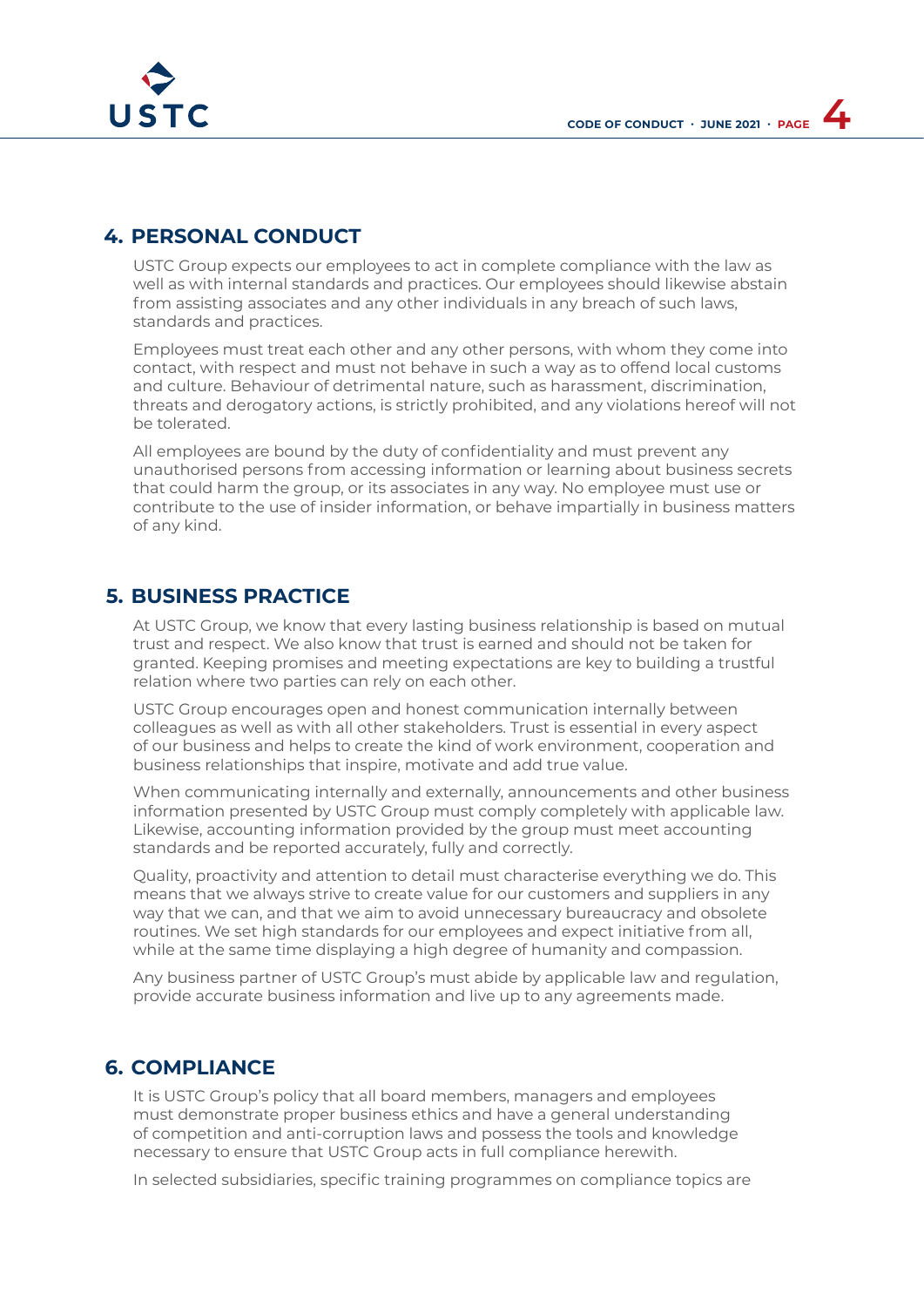## 4. PERSONAL CONDUCT

USTC Group expects our employees to act in complete compliance with the law as well as with internal standards and practices. Our employees should likewise abstain from assisting associates and any other individuals in any breach of such laws, standards and practices.

Employees must treat each other and any other persons, with whom they come into contact, with respect and must not behave in such a way as to offend local customs and culture. Behaviour of detrimental nature, such as harassment, discrimination, threats and derogatory actions, is strictly prohibited, and any violations hereof will not be tolerated.

All employees are bound by the duty of confidentiality and must prevent any unauthorised persons from accessing information or learning about business secrets that could harm the group, or its associates in any way. No employee must use or contribute to the use of insider information, or behave impartially in business matters of any kind.

## 5. BUSINESS PRACTICE

At USTC Group, we know that every lasting business relationship is based on mutual trust and respect. We also know that trust is earned and should not be taken for granted. Keeping promises and meeting expectations are key to building a trustful relation where two parties can rely on each other.

USTC Group encourages open and honest communication internally between colleagues as well as with all other stakeholders. Trust is essential in every aspect of our business and helps to create the kind of work environment, cooperation and business relationships that inspire, motivate and add true value.

When communicating internally and externally, announcements and other business information presented by USTC Group must comply completely with applicable law. Likewise, accounting information provided by the group must meet accounting standards and be reported accurately, fully and correctly.

Quality, proactivity and attention to detail must characterise everything we do. This means that we always strive to create value for our customers and suppliers in any way that we can, and that we aim to avoid unnecessary bureaucracy and obsolete routines. We set high standards for our employees and expect initiative from all, while at the same time displaying a high degree of humanity and compassion.

Any business partner of USTC Group's must abide by applicable law and regulation, provide accurate business information and live up to any agreements made.

## 6. COMPLIANCE

It is USTC Group's policy that all board members, managers and employees must demonstrate proper business ethics and have a general understanding of competition and anti-corruption laws and possess the tools and knowledge necessary to ensure that USTC Group acts in full compliance herewith.

In selected subsidiaries, specific training programmes on compliance topics are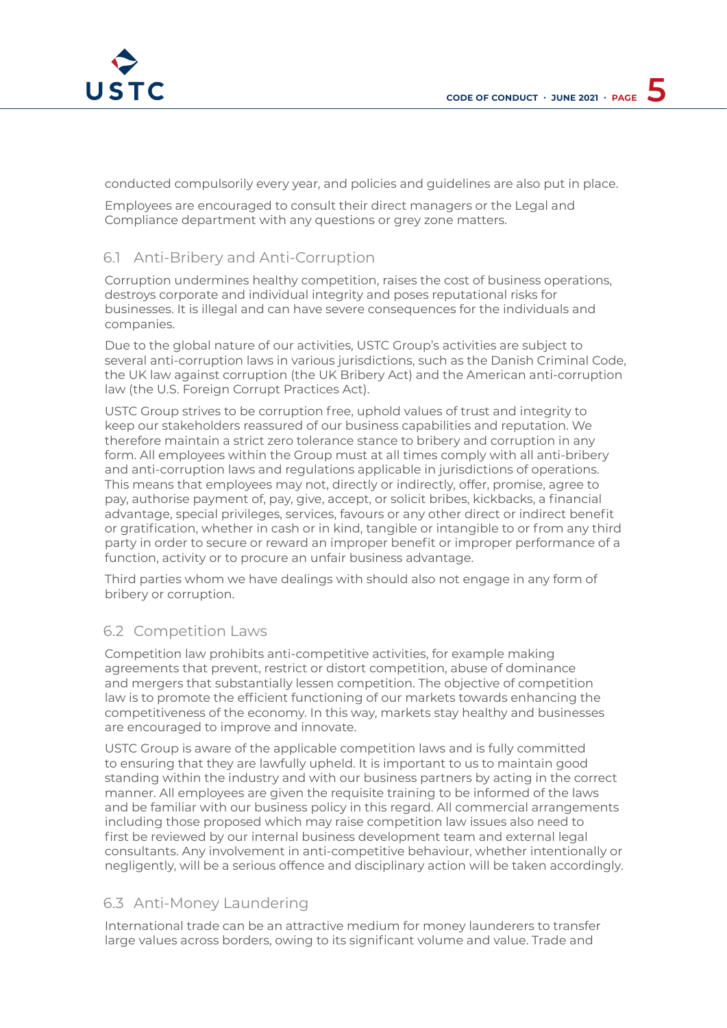conducted compulsorily every year, and policies and guidelines are also put in place.

Employees are encouraged to consult their direct managers or the Legal and Compliance department with any questions or grey zone matters.

## 6.1 Anti-Bribery and Anti-Corruption

Corruption undermines healthy competition, raises the cost of business operations, destroys corporate and individual integrity and poses reputational risks for businesses. It is illegal and can have severe consequences for the individuals and companies.

Due to the global nature of our activities, USTC Group's activities are subject to several anti-corruption laws in various jurisdictions, such as the Danish Criminal Code, the UK law against corruption (the UK Bribery Act) and the American anti-corruption law (the U.S. Foreign Corrupt Practices Act).

USTC Group strives to be corruption free, uphold values of trust and integrity to keep our stakeholders reassured of our business capabilities and reputation. We therefore maintain a strict zero tolerance stance to bribery and corruption in any form. All employees within the Group must at all times comply with all anti-bribery and anti-corruption laws and regulations applicable in jurisdictions of operations. This means that employees may not, directly or indirectly, offer, promise, agree to pay, authorise payment of, pay, give, accept, or solicit bribes, kickbacks, a financial advantage, special privileges, services, favours or any other direct or indirect benefit or gratification, whether in cash or in kind, tangible or intangible to or from any third party in order to secure or reward an improper benefit or improper performance of a function, activity or to procure an unfair business advantage.

Third parties whom we have dealings with should also not engage in any form of bribery or corruption.

## 6.2 Competition Laws

Competition law prohibits anti-competitive activities, for example making agreements that prevent, restrict or distort competition, abuse of dominance and mergers that substantially lessen competition. The objective of competition law is to promote the efficient functioning of our markets towards enhancing the competitiveness of the economy. In this way, markets stay healthy and businesses are encouraged to improve and innovate.

USTC Group is aware of the applicable competition laws and is fully committed to ensuring that they are lawfully upheld. It is important to us to maintain good standing within the industry and with our business partners by acting in the correct manner. All employees are given the requisite training to be informed of the laws and be familiar with our business policy in this regard. All commercial arrangements including those proposed which may raise competition law issues also need to first be reviewed by our internal business development team and external legal consultants. Any involvement in anti-competitive behaviour, whether intentionally or negligently, will be a serious offence and disciplinary action will be taken accordingly.

## 6.3 Anti-Money Laundering

International trade can be an attractive medium for money launderers to transfer large values across borders, owing to its significant volume and value. Trade and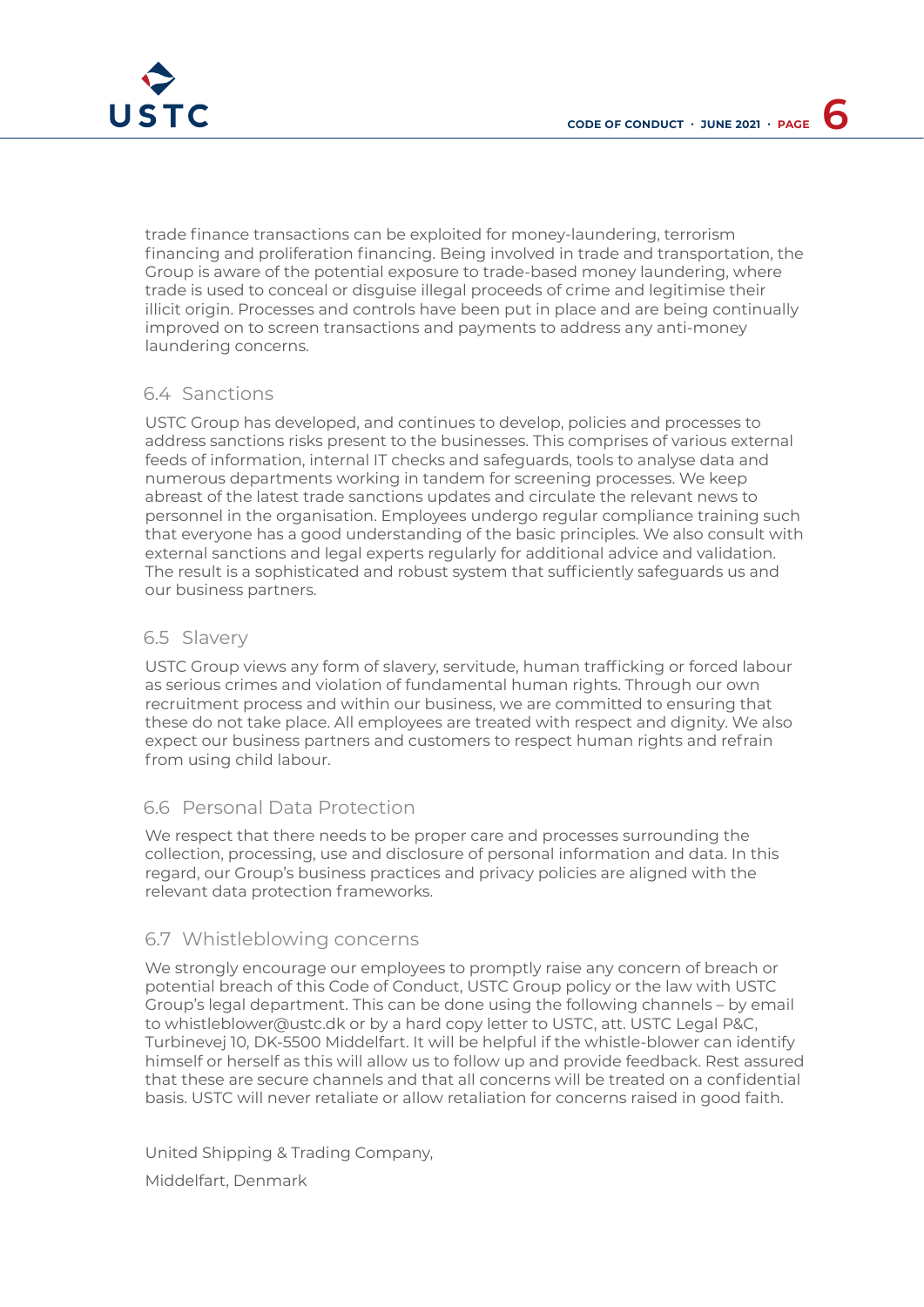trade finance transactions can be exploited for money-laundering, terrorism financing and proliferation financing. Being involved in trade and transportation, the Group is aware of the potential exposure to trade-based money laundering, where trade is used to conceal or disguise illegal proceeds of crime and legitimise their illicit origin. Processes and controls have been put in place and are being continually improved on to screen transactions and payments to address any anti-money laundering concerns.

## 6.4 Sanctions

USTC Group has developed, and continues to develop, policies and processes to address sanctions risks present to the businesses. This comprises of various external feeds of information, internal IT checks and safeguards, tools to analyse data and numerous departments working in tandem for screening processes. We keep abreast of the latest trade sanctions updates and circulate the relevant news to personnel in the organisation. Employees undergo regular compliance training such that everyone has a good understanding of the basic principles. We also consult with external sanctions and legal experts regularly for additional advice and validation. The result is a sophisticated and robust system that sufficiently safeguards us and our business partners.

## 6.5 Slavery

USTC Group views any form of slavery, servitude, human trafficking or forced labour as serious crimes and violation of fundamental human rights. Through our own recruitment process and within our business, we are committed to ensuring that these do not take place. All employees are treated with respect and dignity. We also expect our business partners and customers to respect human rights and refrain from using child labour.

## 6.6 Personal Data Protection

We respect that there needs to be proper care and processes surrounding the collection, processing, use and disclosure of personal information and data. In this regard, our Group's business practices and privacy policies are aligned with the relevant data protection frameworks.

## 6.7 Whistleblowing concerns

We strongly encourage our employees to promptly raise any concern of breach or potential breach of this Code of Conduct, USTC Group policy or the law with USTC Group's legal department. This can be done using the following channels – by email to whistleblower@ustc.dk or by a hard copy letter to USTC, att. USTC Legal P&C, Turbinevej 10, DK-5500 Middelfart. It will be helpful if the whistle-blower can identify himself or herself as this will allow us to follow up and provide feedback. Rest assured that these are secure channels and that all concerns will be treated on a confidential basis. USTC will never retaliate or allow retaliation for concerns raised in good faith.

United Shipping & Trading Company,

Middelfart, Denmark